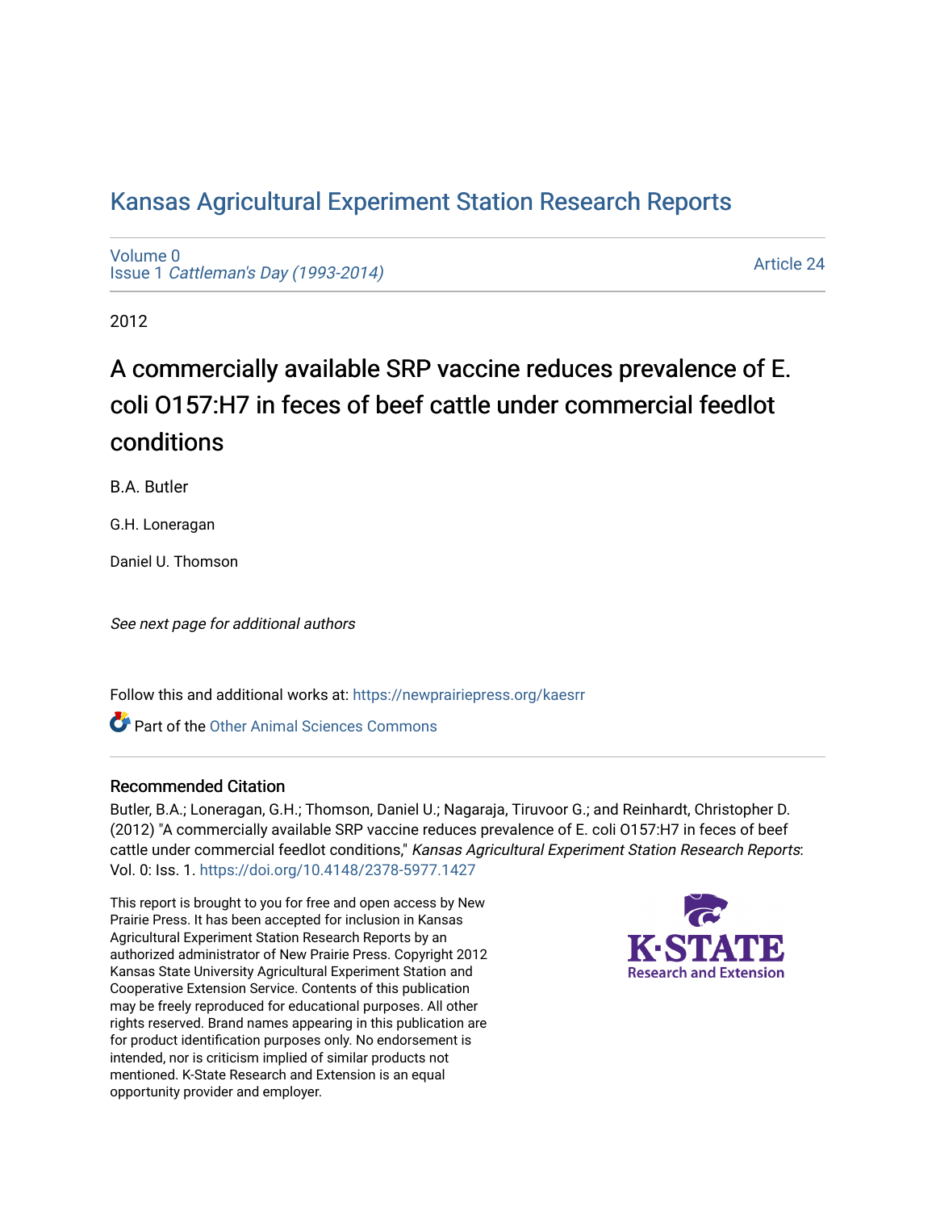# Kansas Agricultural Experiment Station Research Reports

Volume 0
Issue 1 *Cattleman's Day (1993-2014)*

Article 24

2012

## A commercially available SRP vaccine reduces prevalence of E. coli O157:H7 in feces of beef cattle under commercial feedlot conditions

B.A. Butler

G.H. Loneragan

Daniel U. Thomson

*See next page for additional authors*

Follow this and additional works at: https://newprairiepress.org/kaesrr

Part of the Other Animal Sciences Commons

### Recommended Citation

Butler, B.A.; Loneragan, G.H.; Thomson, Daniel U.; Nagaraja, Tiruvoor G.; and Reinhardt, Christopher D. (2012) "A commercially available SRP vaccine reduces prevalence of E. coli O157:H7 in feces of beef cattle under commercial feedlot conditions," *Kansas Agricultural Experiment Station Research Reports*: Vol. 0: Iss. 1. https://doi.org/10.4148/2378-5977.1427

This report is brought to you for free and open access by New Prairie Press. It has been accepted for inclusion in Kansas Agricultural Experiment Station Research Reports by an authorized administrator of New Prairie Press. Copyright 2012 Kansas State University Agricultural Experiment Station and Cooperative Extension Service. Contents of this publication may be freely reproduced for educational purposes. All other rights reserved. Brand names appearing in this publication are for product identification purposes only. No endorsement is intended, nor is criticism implied of similar products not mentioned. K-State Research and Extension is an equal opportunity provider and employer.

K-STATE Research and Extension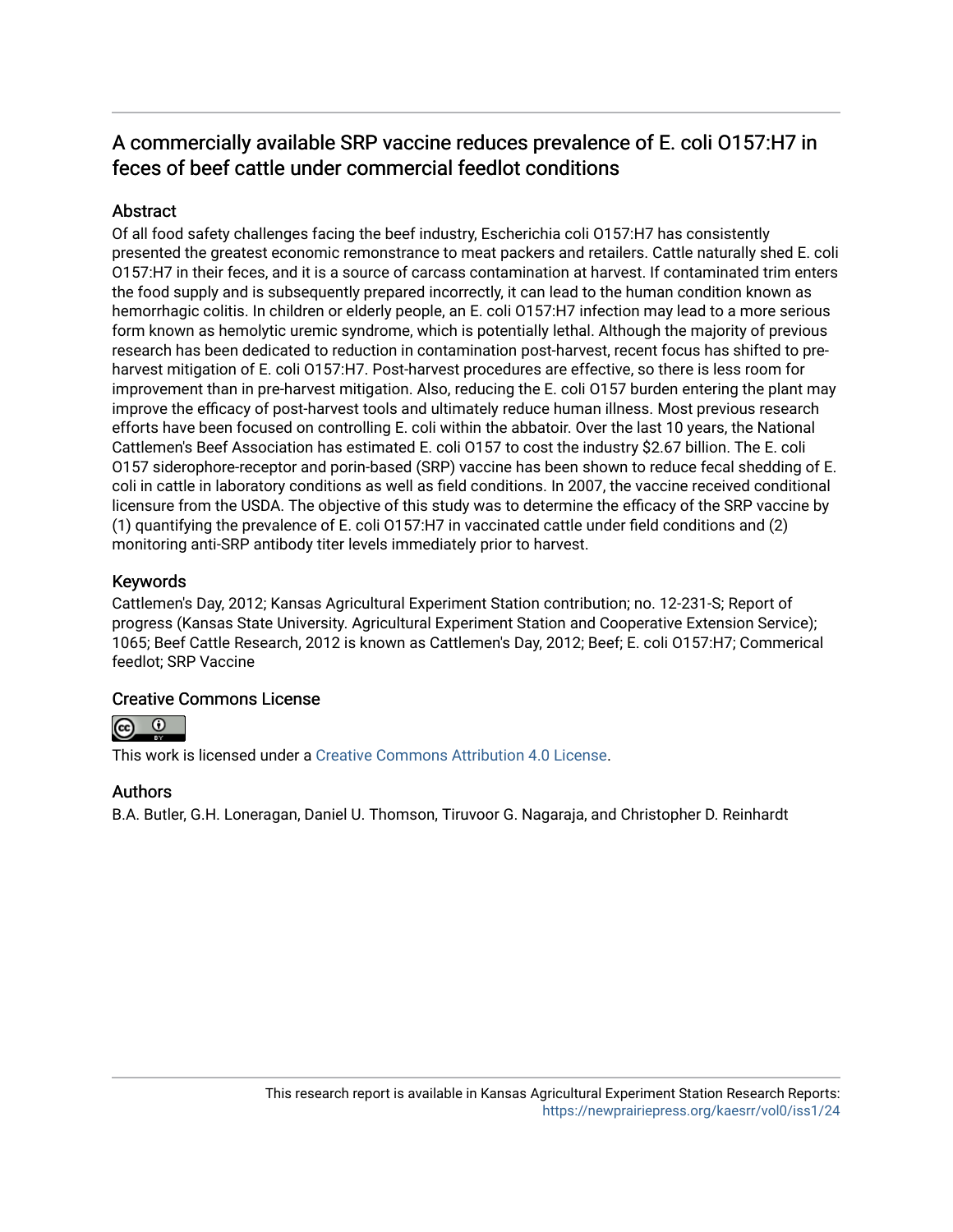## A commercially available SRP vaccine reduces prevalence of E. coli O157:H7 in feces of beef cattle under commercial feedlot conditions

### Abstract

Of all food safety challenges facing the beef industry, Escherichia coli O157:H7 has consistently presented the greatest economic remonstrance to meat packers and retailers. Cattle naturally shed E. coli O157:H7 in their feces, and it is a source of carcass contamination at harvest. If contaminated trim enters the food supply and is subsequently prepared incorrectly, it can lead to the human condition known as hemorrhagic colitis. In children or elderly people, an E. coli O157:H7 infection may lead to a more serious form known as hemolytic uremic syndrome, which is potentially lethal. Although the majority of previous research has been dedicated to reduction in contamination post-harvest, recent focus has shifted to pre-harvest mitigation of E. coli O157:H7. Post-harvest procedures are effective, so there is less room for improvement than in pre-harvest mitigation. Also, reducing the E. coli O157 burden entering the plant may improve the efficacy of post-harvest tools and ultimately reduce human illness. Most previous research efforts have been focused on controlling E. coli within the abbatoir. Over the last 10 years, the National Cattlemen's Beef Association has estimated E. coli O157 to cost the industry $2.67 billion. The E. coli O157 siderophore-receptor and porin-based (SRP) vaccine has been shown to reduce fecal shedding of E. coli in cattle in laboratory conditions as well as field conditions. In 2007, the vaccine received conditional licensure from the USDA. The objective of this study was to determine the efficacy of the SRP vaccine by (1) quantifying the prevalence of E. coli O157:H7 in vaccinated cattle under field conditions and (2) monitoring anti-SRP antibody titer levels immediately prior to harvest.

### Keywords

Cattlemen's Day, 2012; Kansas Agricultural Experiment Station contribution; no. 12-231-S; Report of progress (Kansas State University. Agricultural Experiment Station and Cooperative Extension Service); 1065; Beef Cattle Research, 2012 is known as Cattlemen's Day, 2012; Beef; E. coli O157:H7; Commerical feedlot; SRP Vaccine

### Creative Commons License

This work is licensed under a Creative Commons Attribution 4.0 License.

### Authors

B.A. Butler, G.H. Loneragan, Daniel U. Thomson, Tiruvoor G. Nagaraja, and Christopher D. Reinhardt

This research report is available in Kansas Agricultural Experiment Station Research Reports: https://newprairiepress.org/kaesrr/vol0/iss1/24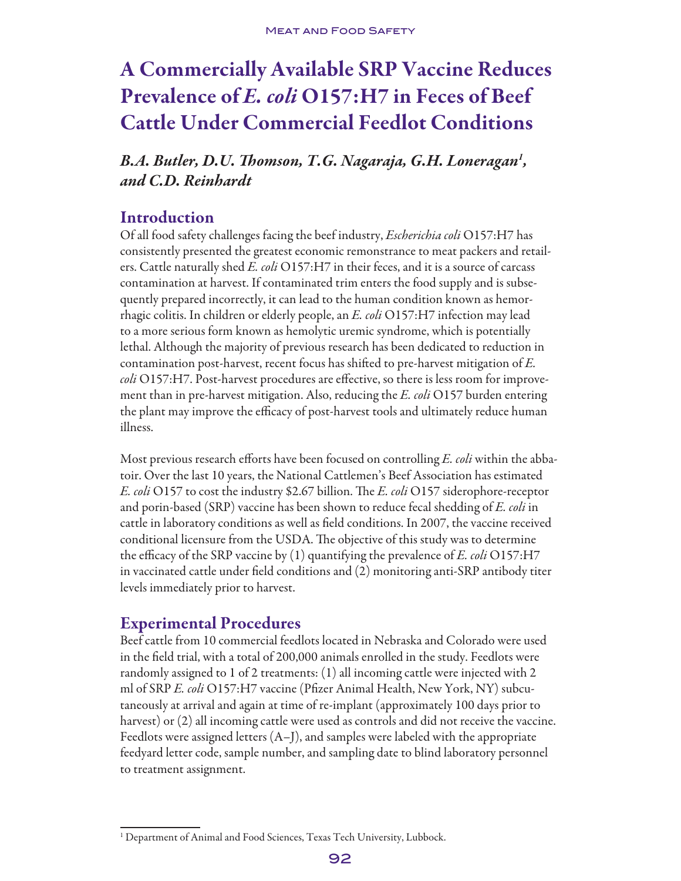# A Commercially Available SRP Vaccine Reduces Prevalence of *E. coli* O157:H7 in Feces of Beef Cattle Under Commercial Feedlot Conditions

*B.A. Butler, D.U. Thomson, T.G. Nagaraja, G.H. Loneragan[1], and C.D. Reinhardt*

## Introduction

Of all food safety challenges facing the beef industry, *Escherichia coli* O157:H7 has consistently presented the greatest economic remonstrance to meat packers and retailers. Cattle naturally shed *E. coli* O157:H7 in their feces, and it is a source of carcass contamination at harvest. If contaminated trim enters the food supply and is subsequently prepared incorrectly, it can lead to the human condition known as hemorrhagic colitis. In children or elderly people, an *E. coli* O157:H7 infection may lead to a more serious form known as hemolytic uremic syndrome, which is potentially lethal. Although the majority of previous research has been dedicated to reduction in contamination post-harvest, recent focus has shifted to pre-harvest mitigation of *E. coli* O157:H7. Post-harvest procedures are effective, so there is less room for improvement than in pre-harvest mitigation. Also, reducing the *E. coli* O157 burden entering the plant may improve the efficacy of post-harvest tools and ultimately reduce human illness.

Most previous research efforts have been focused on controlling *E. coli* within the abbatoir. Over the last 10 years, the National Cattlemen's Beef Association has estimated *E. coli* O157 to cost the industry $2.67 billion. The *E. coli* O157 siderophore-receptor and porin-based (SRP) vaccine has been shown to reduce fecal shedding of *E. coli* in cattle in laboratory conditions as well as field conditions. In 2007, the vaccine received conditional licensure from the USDA. The objective of this study was to determine the efficacy of the SRP vaccine by (1) quantifying the prevalence of *E. coli* O157:H7 in vaccinated cattle under field conditions and (2) monitoring anti-SRP antibody titer levels immediately prior to harvest.

## Experimental Procedures

Beef cattle from 10 commercial feedlots located in Nebraska and Colorado were used in the field trial, with a total of 200,000 animals enrolled in the study. Feedlots were randomly assigned to 1 of 2 treatments: (1) all incoming cattle were injected with 2 ml of SRP *E. coli* O157:H7 vaccine (Pfizer Animal Health, New York, NY) subcutaneously at arrival and again at time of re-implant (approximately 100 days prior to harvest) or (2) all incoming cattle were used as controls and did not receive the vaccine. Feedlots were assigned letters (A–J), and samples were labeled with the appropriate feedyard letter code, sample number, and sampling date to blind laboratory personnel to treatment assignment.

[1] Department of Animal and Food Sciences, Texas Tech University, Lubbock.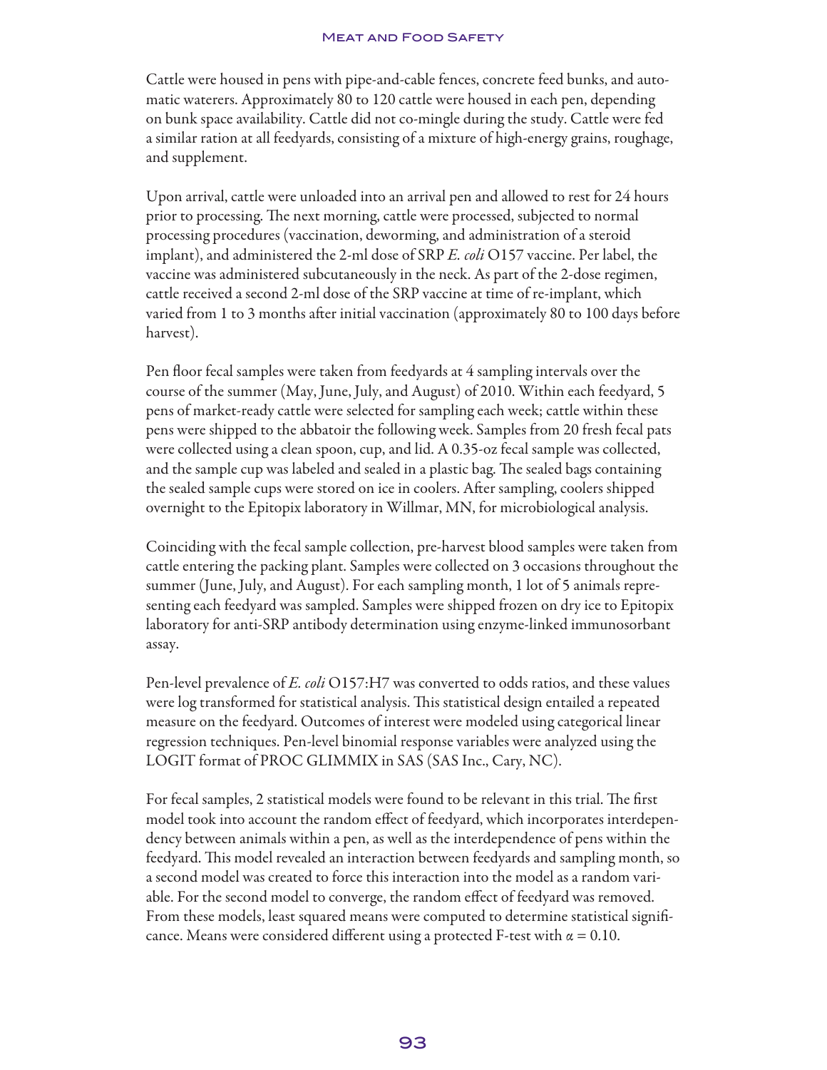Cattle were housed in pens with pipe-and-cable fences, concrete feed bunks, and automatic waterers. Approximately 80 to 120 cattle were housed in each pen, depending on bunk space availability. Cattle did not co-mingle during the study. Cattle were fed a similar ration at all feedyards, consisting of a mixture of high-energy grains, roughage, and supplement.

Upon arrival, cattle were unloaded into an arrival pen and allowed to rest for 24 hours prior to processing. The next morning, cattle were processed, subjected to normal processing procedures (vaccination, deworming, and administration of a steroid implant), and administered the 2-ml dose of SRP *E. coli* O157 vaccine. Per label, the vaccine was administered subcutaneously in the neck. As part of the 2-dose regimen, cattle received a second 2-ml dose of the SRP vaccine at time of re-implant, which varied from 1 to 3 months after initial vaccination (approximately 80 to 100 days before harvest).

Pen floor fecal samples were taken from feedyards at 4 sampling intervals over the course of the summer (May, June, July, and August) of 2010. Within each feedyard, 5 pens of market-ready cattle were selected for sampling each week; cattle within these pens were shipped to the abbatoir the following week. Samples from 20 fresh fecal pats were collected using a clean spoon, cup, and lid. A 0.35-oz fecal sample was collected, and the sample cup was labeled and sealed in a plastic bag. The sealed bags containing the sealed sample cups were stored on ice in coolers. After sampling, coolers shipped overnight to the Epitopix laboratory in Willmar, MN, for microbiological analysis.

Coinciding with the fecal sample collection, pre-harvest blood samples were taken from cattle entering the packing plant. Samples were collected on 3 occasions throughout the summer (June, July, and August). For each sampling month, 1 lot of 5 animals representing each feedyard was sampled. Samples were shipped frozen on dry ice to Epitopix laboratory for anti-SRP antibody determination using enzyme-linked immunosorbant assay.

Pen-level prevalence of *E. coli* O157:H7 was converted to odds ratios, and these values were log transformed for statistical analysis. This statistical design entailed a repeated measure on the feedyard. Outcomes of interest were modeled using categorical linear regression techniques. Pen-level binomial response variables were analyzed using the LOGIT format of PROC GLIMMIX in SAS (SAS Inc., Cary, NC).

For fecal samples, 2 statistical models were found to be relevant in this trial. The first model took into account the random effect of feedyard, which incorporates interdependency between animals within a pen, as well as the interdependence of pens within the feedyard. This model revealed an interaction between feedyards and sampling month, so a second model was created to force this interaction into the model as a random variable. For the second model to converge, the random effect of feedyard was removed. From these models, least squared means were computed to determine statistical significance. Means were considered different using a protected F-test with $\alpha = 0.10$.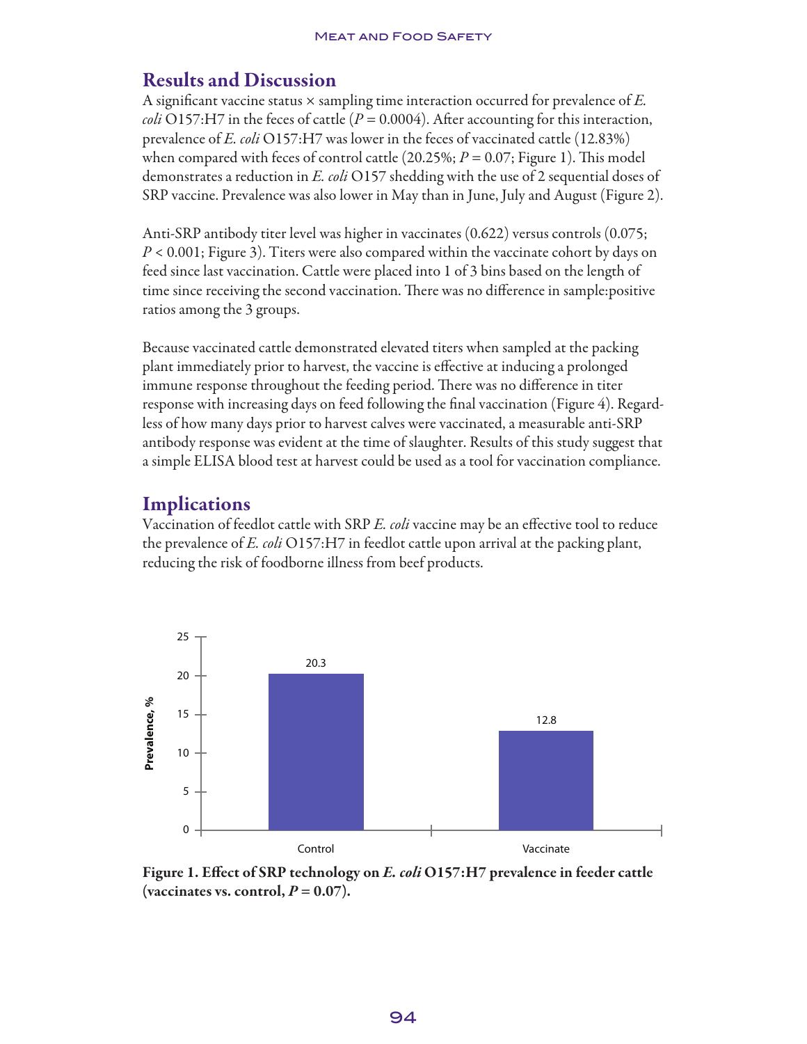## Results and Discussion

A significant vaccine status × sampling time interaction occurred for prevalence of *E. coli* O157:H7 in the feces of cattle ($P = 0.0004$). After accounting for this interaction, prevalence of *E. coli* O157:H7 was lower in the feces of vaccinated cattle (12.83%) when compared with feces of control cattle (20.25%; $P = 0.07$; Figure 1). This model demonstrates a reduction in *E. coli* O157 shedding with the use of 2 sequential doses of SRP vaccine. Prevalence was also lower in May than in June, July and August (Figure 2).

Anti-SRP antibody titer level was higher in vaccinates (0.622) versus controls (0.075; $P < 0.001$; Figure 3). Titers were also compared within the vaccinate cohort by days on feed since last vaccination. Cattle were placed into 1 of 3 bins based on the length of time since receiving the second vaccination. There was no difference in sample:positive ratios among the 3 groups.

Because vaccinated cattle demonstrated elevated titers when sampled at the packing plant immediately prior to harvest, the vaccine is effective at inducing a prolonged immune response throughout the feeding period. There was no difference in titer response with increasing days on feed following the final vaccination (Figure 4). Regardless of how many days prior to harvest calves were vaccinated, a measurable anti-SRP antibody response was evident at the time of slaughter. Results of this study suggest that a simple ELISA blood test at harvest could be used as a tool for vaccination compliance.

## Implications

Vaccination of feedlot cattle with SRP *E. coli* vaccine may be an effective tool to reduce the prevalence of *E. coli* O157:H7 in feedlot cattle upon arrival at the packing plant, reducing the risk of foodborne illness from beef products.

| | Prevalence, % |
|---|---|
| Control | 20.3 |
| Vaccinate | 12.8 |

**Figure 1. Effect of SRP technology on *E. coli* O157:H7 prevalence in feeder cattle (vaccinates vs. control, $P = 0.07$).**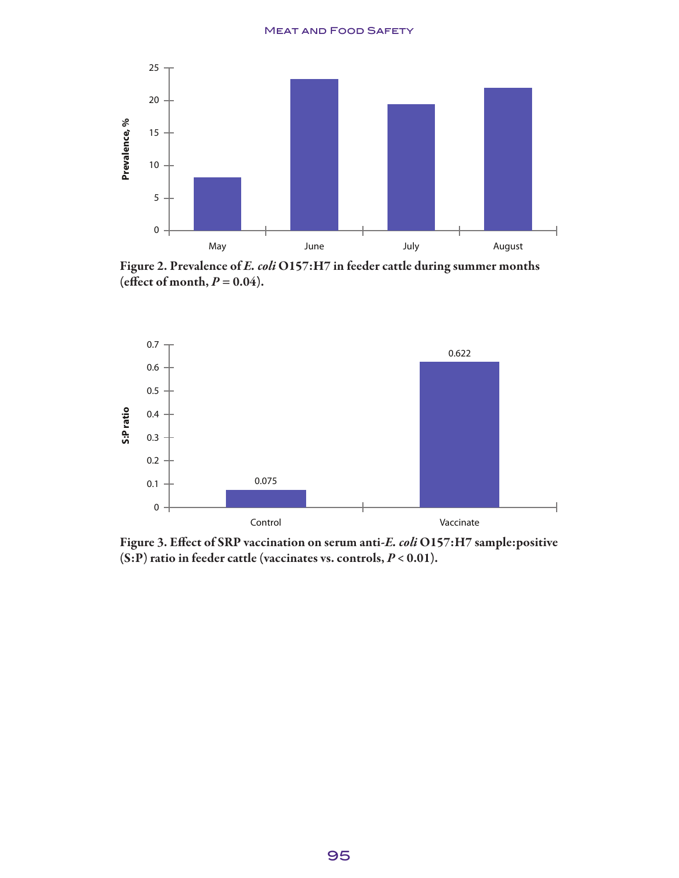**Figure 2. Prevalence of *E. coli* O157:H7 in feeder cattle during summer months (effect of month, $P = 0.04$).**

**Figure 3. Effect of SRP vaccination on serum anti-*E. coli* O157:H7 sample:positive (S:P) ratio in feeder cattle (vaccinates vs. controls, $P < 0.01$).**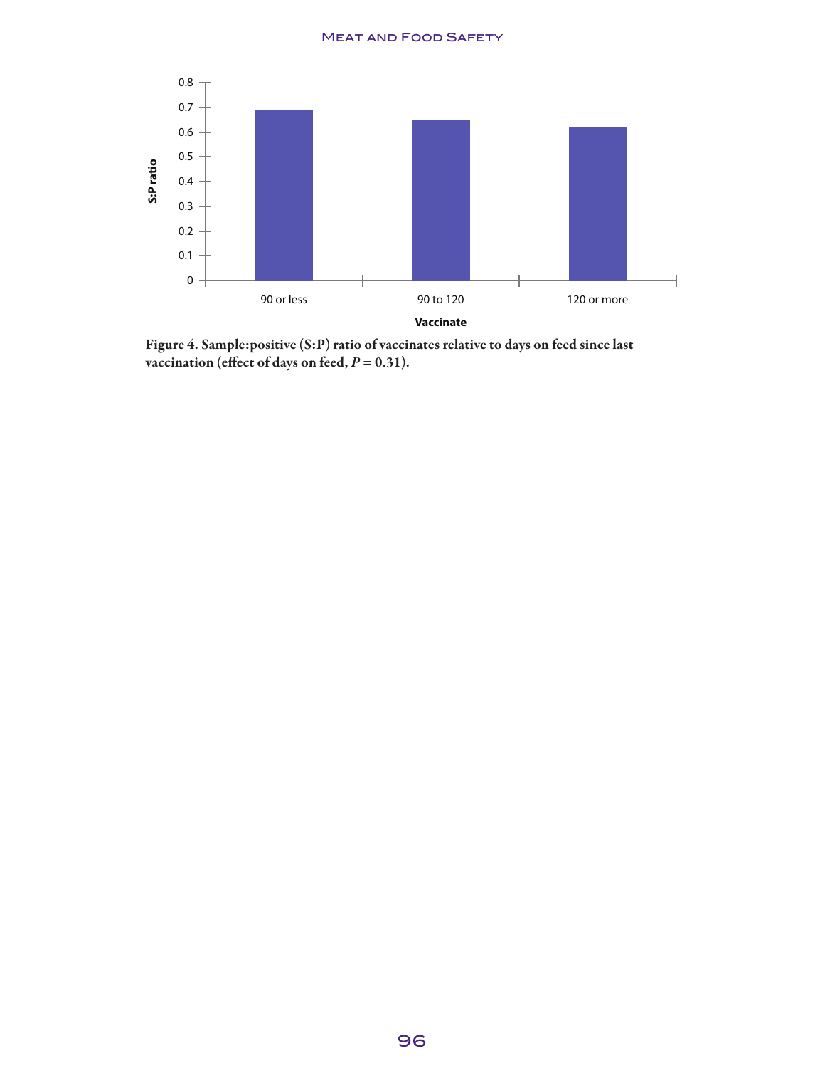S:P ratio

0.8
0.7
0.6
0.5
0.4
0.3
0.2
0.1
0

90 or less
90 to 120
120 or more

Vaccinate

**Figure 4. Sample:positive (S:P) ratio of vaccinates relative to days on feed since last vaccination (effect of days on feed, $P = 0.31$).**